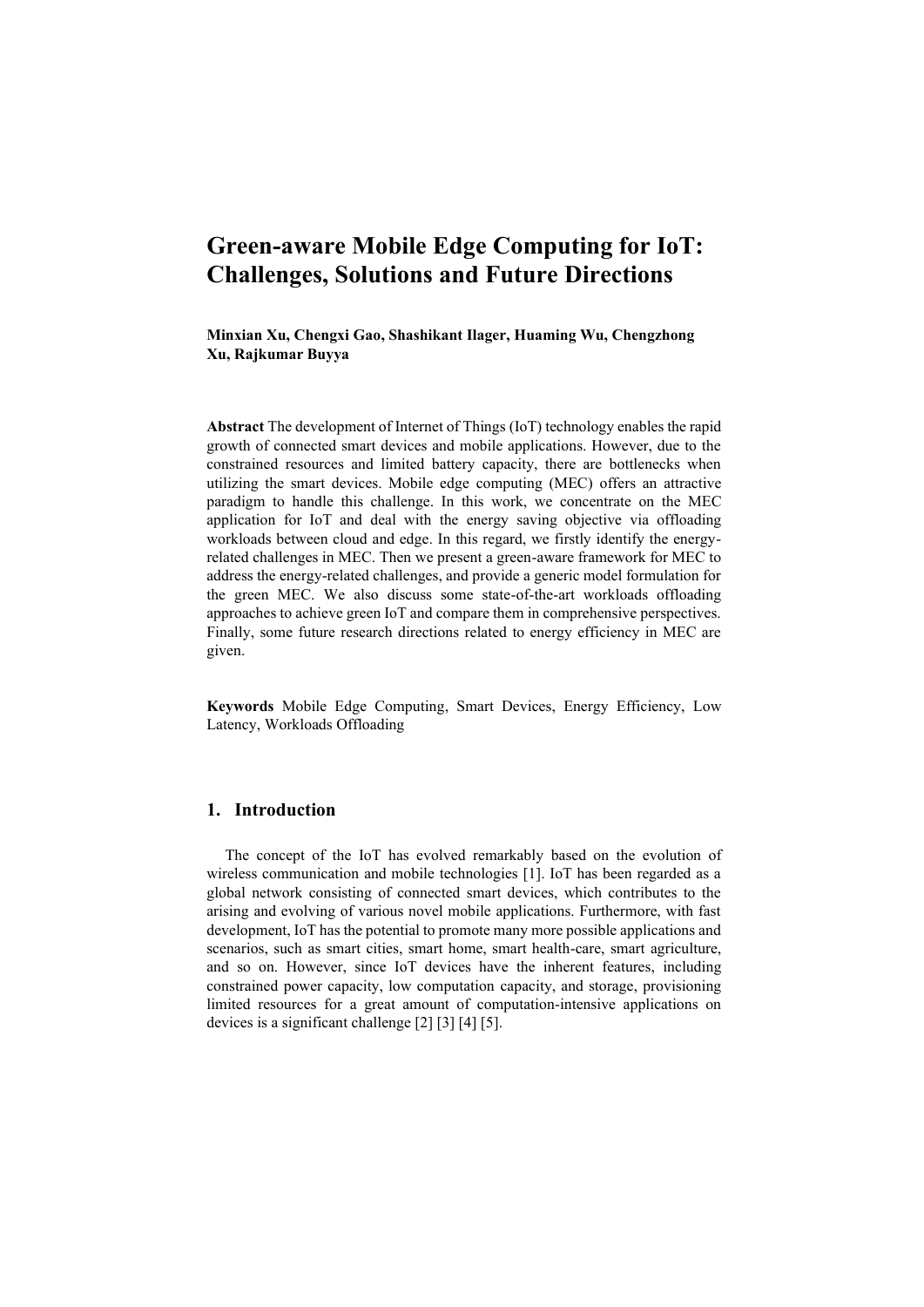# Green-aware Mobile Edge Computing for IoT: Challenges, Solutions and Future Directions

**Minxian Xu, Chengxi Gao, Shashikant Ilager, Huaming Wu, Chengzhong Xu, Rajkumar Buyya**

**Abstract** The development of Internet of Things (IoT) technology enables the rapid growth of connected smart devices and mobile applications. However, due to the constrained resources and limited battery capacity, there are bottlenecks when utilizing the smart devices. Mobile edge computing (MEC) offers an attractive paradigm to handle this challenge. In this work, we concentrate on the MEC application for IoT and deal with the energy saving objective via offloading workloads between cloud and edge. In this regard, we firstly identify the energy-related challenges in MEC. Then we present a green-aware framework for MEC to address the energy-related challenges, and provide a generic model formulation for the green MEC. We also discuss some state-of-the-art workloads offloading approaches to achieve green IoT and compare them in comprehensive perspectives. Finally, some future research directions related to energy efficiency in MEC are given.

**Keywords** Mobile Edge Computing, Smart Devices, Energy Efficiency, Low Latency, Workloads Offloading

## 1. Introduction

The concept of the IoT has evolved remarkably based on the evolution of wireless communication and mobile technologies [1]. IoT has been regarded as a global network consisting of connected smart devices, which contributes to the arising and evolving of various novel mobile applications. Furthermore, with fast development, IoT has the potential to promote many more possible applications and scenarios, such as smart cities, smart home, smart health-care, smart agriculture, and so on. However, since IoT devices have the inherent features, including constrained power capacity, low computation capacity, and storage, provisioning limited resources for a great amount of computation-intensive applications on devices is a significant challenge [2] [3] [4] [5].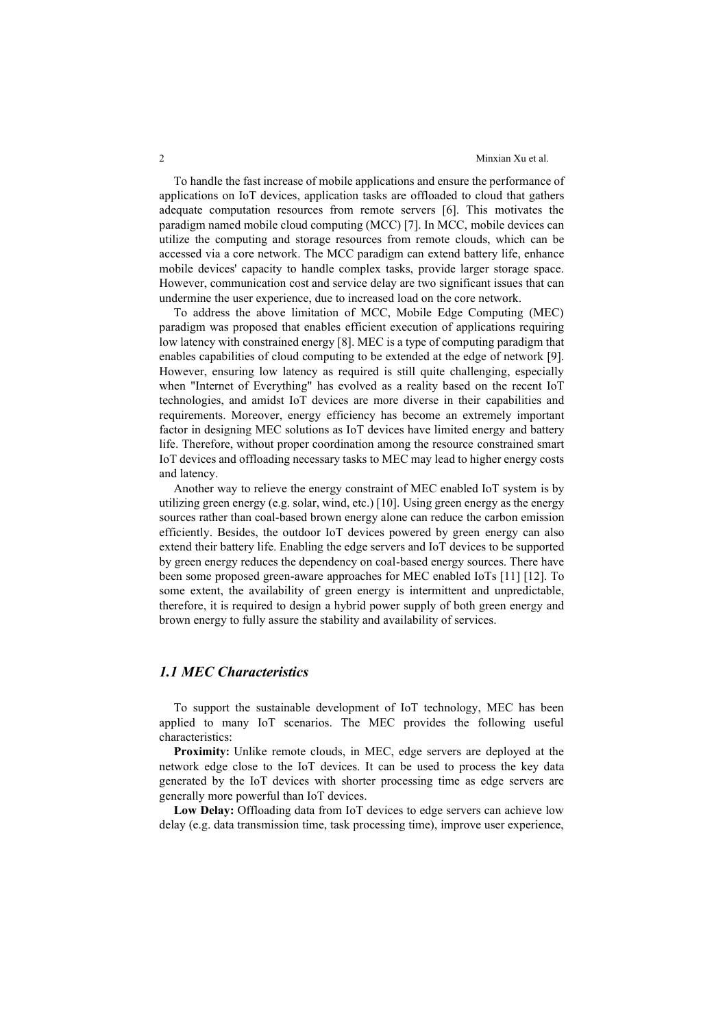To handle the fast increase of mobile applications and ensure the performance of applications on IoT devices, application tasks are offloaded to cloud that gathers adequate computation resources from remote servers [6]. This motivates the paradigm named mobile cloud computing (MCC) [7]. In MCC, mobile devices can utilize the computing and storage resources from remote clouds, which can be accessed via a core network. The MCC paradigm can extend battery life, enhance mobile devices' capacity to handle complex tasks, provide larger storage space. However, communication cost and service delay are two significant issues that can undermine the user experience, due to increased load on the core network.

To address the above limitation of MCC, Mobile Edge Computing (MEC) paradigm was proposed that enables efficient execution of applications requiring low latency with constrained energy [8]. MEC is a type of computing paradigm that enables capabilities of cloud computing to be extended at the edge of network [9]. However, ensuring low latency as required is still quite challenging, especially when "Internet of Everything" has evolved as a reality based on the recent IoT technologies, and amidst IoT devices are more diverse in their capabilities and requirements. Moreover, energy efficiency has become an extremely important factor in designing MEC solutions as IoT devices have limited energy and battery life. Therefore, without proper coordination among the resource constrained smart IoT devices and offloading necessary tasks to MEC may lead to higher energy costs and latency.

Another way to relieve the energy constraint of MEC enabled IoT system is by utilizing green energy (e.g. solar, wind, etc.) [10]. Using green energy as the energy sources rather than coal-based brown energy alone can reduce the carbon emission efficiently. Besides, the outdoor IoT devices powered by green energy can also extend their battery life. Enabling the edge servers and IoT devices to be supported by green energy reduces the dependency on coal-based energy sources. There have been some proposed green-aware approaches for MEC enabled IoTs [11] [12]. To some extent, the availability of green energy is intermittent and unpredictable, therefore, it is required to design a hybrid power supply of both green energy and brown energy to fully assure the stability and availability of services.

### *1.1 MEC Characteristics*

To support the sustainable development of IoT technology, MEC has been applied to many IoT scenarios. The MEC provides the following useful characteristics:

**Proximity:** Unlike remote clouds, in MEC, edge servers are deployed at the network edge close to the IoT devices. It can be used to process the key data generated by the IoT devices with shorter processing time as edge servers are generally more powerful than IoT devices.

**Low Delay:** Offloading data from IoT devices to edge servers can achieve low delay (e.g. data transmission time, task processing time), improve user experience,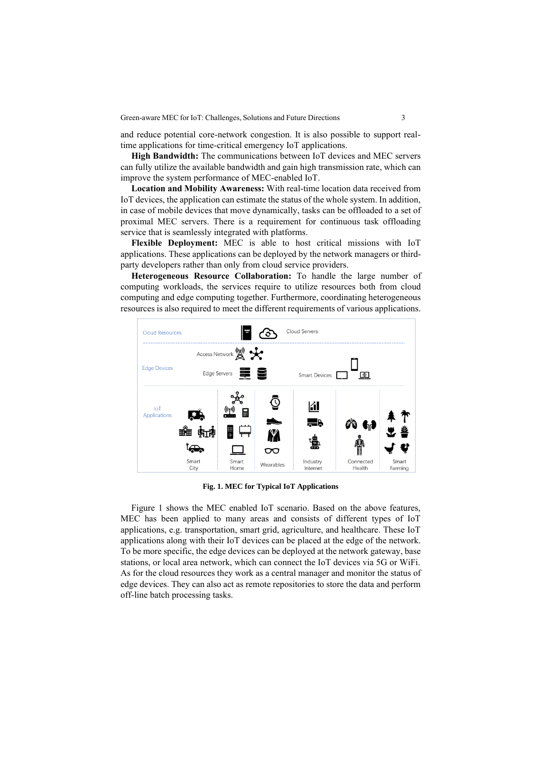and reduce potential core-network congestion. It is also possible to support real-time applications for time-critical emergency IoT applications.

**High Bandwidth:** The communications between IoT devices and MEC servers can fully utilize the available bandwidth and gain high transmission rate, which can improve the system performance of MEC-enabled IoT.

**Location and Mobility Awareness:** With real-time location data received from IoT devices, the application can estimate the status of the whole system. In addition, in case of mobile devices that move dynamically, tasks can be offloaded to a set of proximal MEC servers. There is a requirement for continuous task offloading service that is seamlessly integrated with platforms.

**Flexible Deployment:** MEC is able to host critical missions with IoT applications. These applications can be deployed by the network managers or third-party developers rather than only from cloud service providers.

**Heterogeneous Resource Collaboration:** To handle the large number of computing workloads, the services require to utilize resources both from cloud computing and edge computing together. Furthermore, coordinating heterogeneous resources is also required to meet the different requirements of various applications.

Cloud Resources
Cloud Servers
Access Network
Edge Devices
Edge Servers
Smart Devices
IoT Applications
Smart City
Smart Home
Wearables
Industry Internet
Connected Health
Smart Farming

**Fig. 1. MEC for Typical IoT Applications**

Figure 1 shows the MEC enabled IoT scenario. Based on the above features, MEC has been applied to many areas and consists of different types of IoT applications, e.g. transportation, smart grid, agriculture, and healthcare. These IoT applications along with their IoT devices can be placed at the edge of the network. To be more specific, the edge devices can be deployed at the network gateway, base stations, or local area network, which can connect the IoT devices via 5G or WiFi. As for the cloud resources they work as a central manager and monitor the status of edge devices. They can also act as remote repositories to store the data and perform off-line batch processing tasks.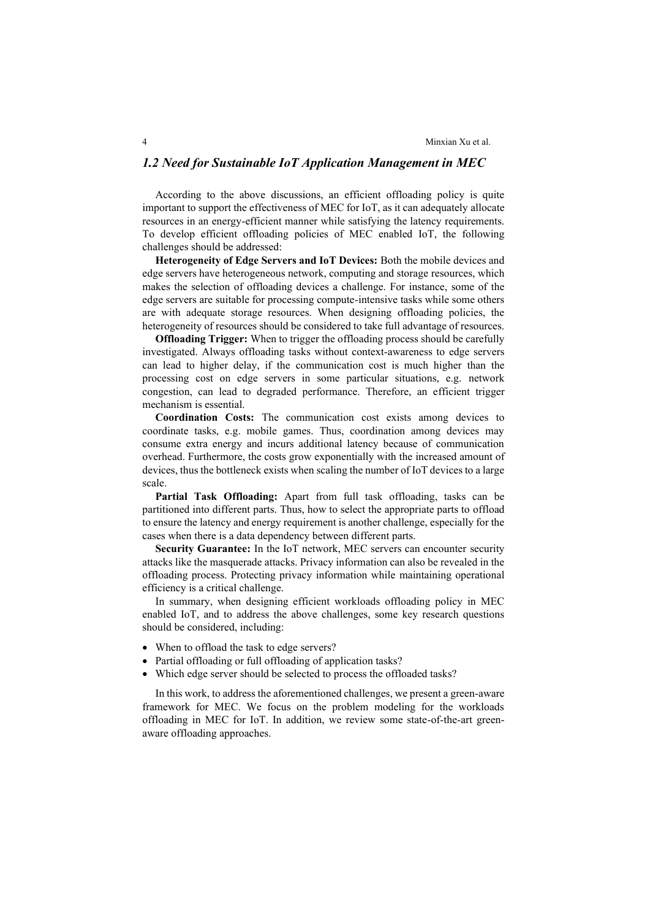### *1.2 Need for Sustainable IoT Application Management in MEC*

According to the above discussions, an efficient offloading policy is quite important to support the effectiveness of MEC for IoT, as it can adequately allocate resources in an energy-efficient manner while satisfying the latency requirements. To develop efficient offloading policies of MEC enabled IoT, the following challenges should be addressed:

**Heterogeneity of Edge Servers and IoT Devices:** Both the mobile devices and edge servers have heterogeneous network, computing and storage resources, which makes the selection of offloading devices a challenge. For instance, some of the edge servers are suitable for processing compute-intensive tasks while some others are with adequate storage resources. When designing offloading policies, the heterogeneity of resources should be considered to take full advantage of resources.

**Offloading Trigger:** When to trigger the offloading process should be carefully investigated. Always offloading tasks without context-awareness to edge servers can lead to higher delay, if the communication cost is much higher than the processing cost on edge servers in some particular situations, e.g. network congestion, can lead to degraded performance. Therefore, an efficient trigger mechanism is essential.

**Coordination Costs:** The communication cost exists among devices to coordinate tasks, e.g. mobile games. Thus, coordination among devices may consume extra energy and incurs additional latency because of communication overhead. Furthermore, the costs grow exponentially with the increased amount of devices, thus the bottleneck exists when scaling the number of IoT devices to a large scale.

**Partial Task Offloading:** Apart from full task offloading, tasks can be partitioned into different parts. Thus, how to select the appropriate parts to offload to ensure the latency and energy requirement is another challenge, especially for the cases when there is a data dependency between different parts.

**Security Guarantee:** In the IoT network, MEC servers can encounter security attacks like the masquerade attacks. Privacy information can also be revealed in the offloading process. Protecting privacy information while maintaining operational efficiency is a critical challenge.

In summary, when designing efficient workloads offloading policy in MEC enabled IoT, and to address the above challenges, some key research questions should be considered, including:

- When to offload the task to edge servers?
- Partial offloading or full offloading of application tasks?
- Which edge server should be selected to process the offloaded tasks?

In this work, to address the aforementioned challenges, we present a green-aware framework for MEC. We focus on the problem modeling for the workloads offloading in MEC for IoT. In addition, we review some state-of-the-art green-aware offloading approaches.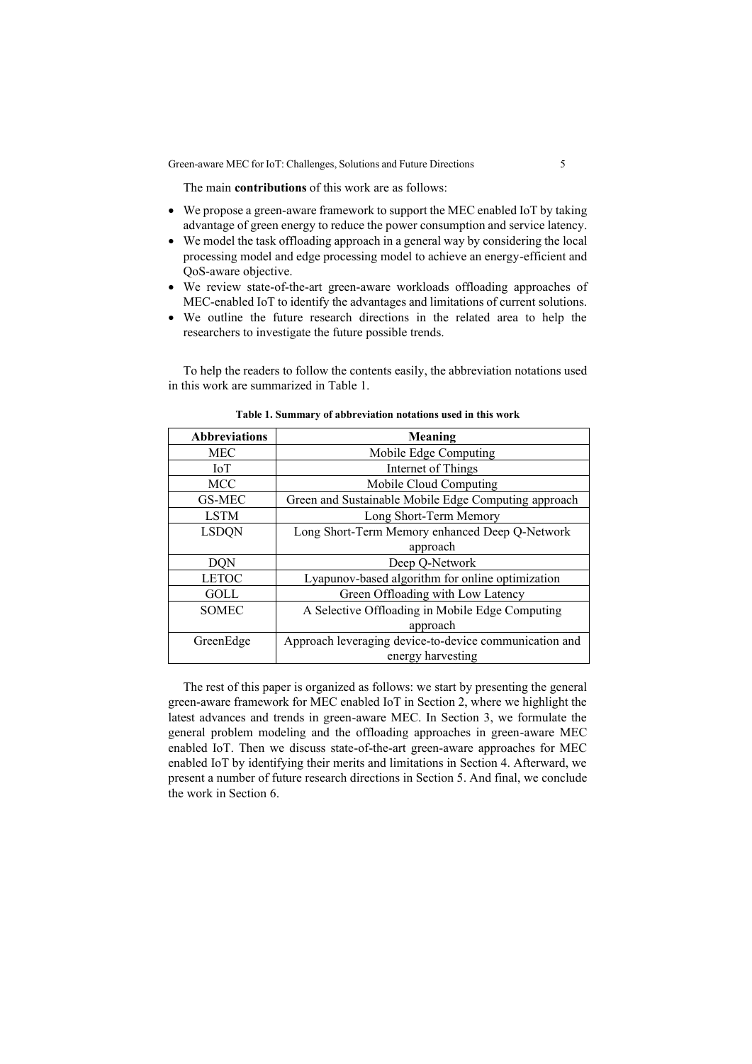The main **contributions** of this work are as follows:

- We propose a green-aware framework to support the MEC enabled IoT by taking advantage of green energy to reduce the power consumption and service latency.
- We model the task offloading approach in a general way by considering the local processing model and edge processing model to achieve an energy-efficient and QoS-aware objective.
- We review state-of-the-art green-aware workloads offloading approaches of MEC-enabled IoT to identify the advantages and limitations of current solutions.
- We outline the future research directions in the related area to help the researchers to investigate the future possible trends.

To help the readers to follow the contents easily, the abbreviation notations used in this work are summarized in Table 1.

**Table 1. Summary of abbreviation notations used in this work**

| Abbreviations | Meaning |
| --- | --- |
| MEC | Mobile Edge Computing |
| IoT | Internet of Things |
| MCC | Mobile Cloud Computing |
| GS-MEC | Green and Sustainable Mobile Edge Computing approach |
| LSTM | Long Short-Term Memory |
| LSDQN | Long Short-Term Memory enhanced Deep Q-Network approach |
| DQN | Deep Q-Network |
| LETOC | Lyapunov-based algorithm for online optimization |
| GOLL | Green Offloading with Low Latency |
| SOMEC | A Selective Offloading in Mobile Edge Computing approach |
| GreenEdge | Approach leveraging device-to-device communication and energy harvesting |

The rest of this paper is organized as follows: we start by presenting the general green-aware framework for MEC enabled IoT in Section 2, where we highlight the latest advances and trends in green-aware MEC. In Section 3, we formulate the general problem modeling and the offloading approaches in green-aware MEC enabled IoT. Then we discuss state-of-the-art green-aware approaches for MEC enabled IoT by identifying their merits and limitations in Section 4. Afterward, we present a number of future research directions in Section 5. And final, we conclude the work in Section 6.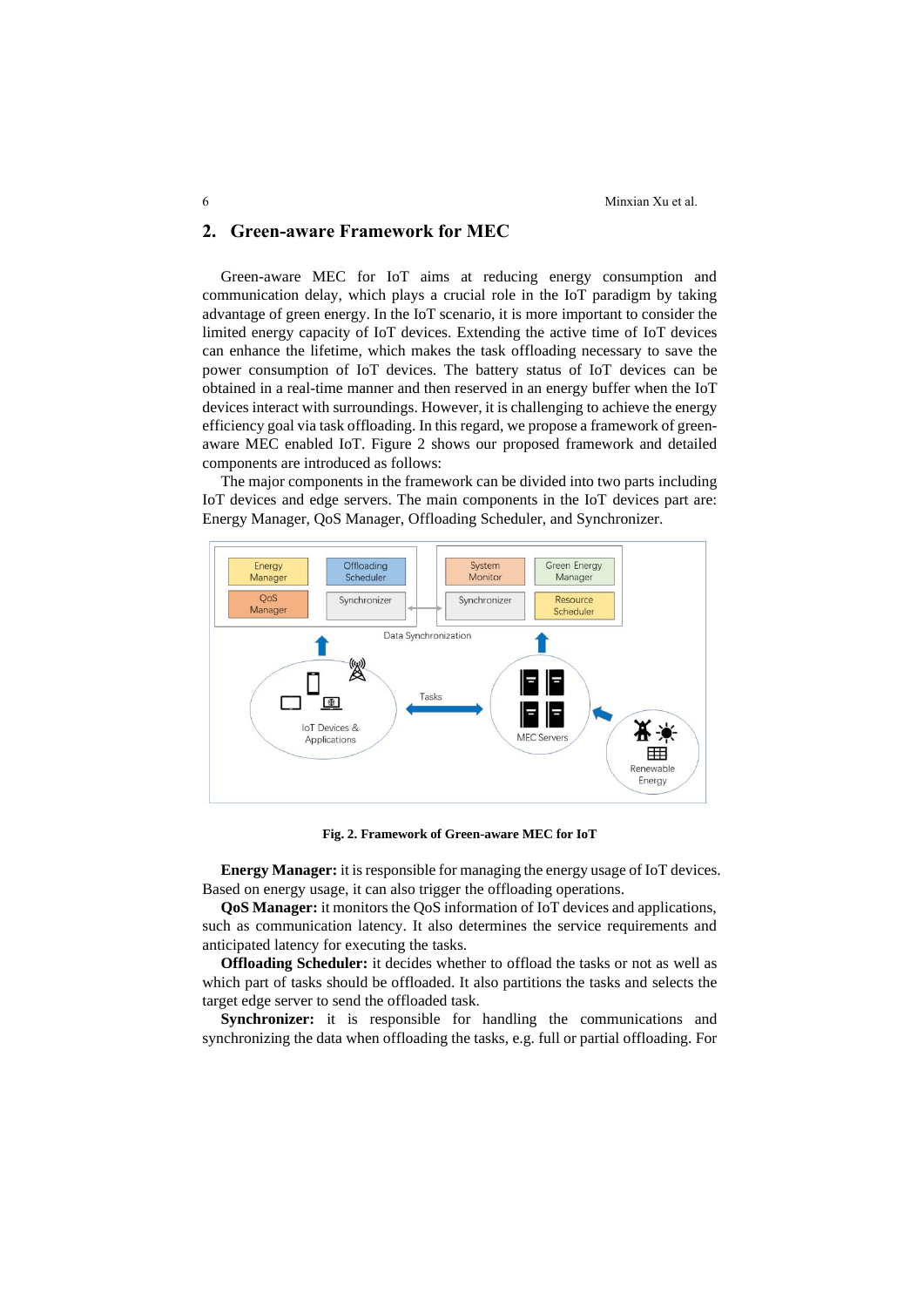## 2. Green-aware Framework for MEC

Green-aware MEC for IoT aims at reducing energy consumption and communication delay, which plays a crucial role in the IoT paradigm by taking advantage of green energy. In the IoT scenario, it is more important to consider the limited energy capacity of IoT devices. Extending the active time of IoT devices can enhance the lifetime, which makes the task offloading necessary to save the power consumption of IoT devices. The battery status of IoT devices can be obtained in a real-time manner and then reserved in an energy buffer when the IoT devices interact with surroundings. However, it is challenging to achieve the energy efficiency goal via task offloading. In this regard, we propose a framework of green-aware MEC enabled IoT. Figure 2 shows our proposed framework and detailed components are introduced as follows:

The major components in the framework can be divided into two parts including IoT devices and edge servers. The main components in the IoT devices part are: Energy Manager, QoS Manager, Offloading Scheduler, and Synchronizer.

**Fig. 2. Framework of Green-aware MEC for IoT**

**Energy Manager:** it is responsible for managing the energy usage of IoT devices. Based on energy usage, it can also trigger the offloading operations.

**QoS Manager:** it monitors the QoS information of IoT devices and applications, such as communication latency. It also determines the service requirements and anticipated latency for executing the tasks.

**Offloading Scheduler:** it decides whether to offload the tasks or not as well as which part of tasks should be offloaded. It also partitions the tasks and selects the target edge server to send the offloaded task.

**Synchronizer:** it is responsible for handling the communications and synchronizing the data when offloading the tasks, e.g. full or partial offloading. For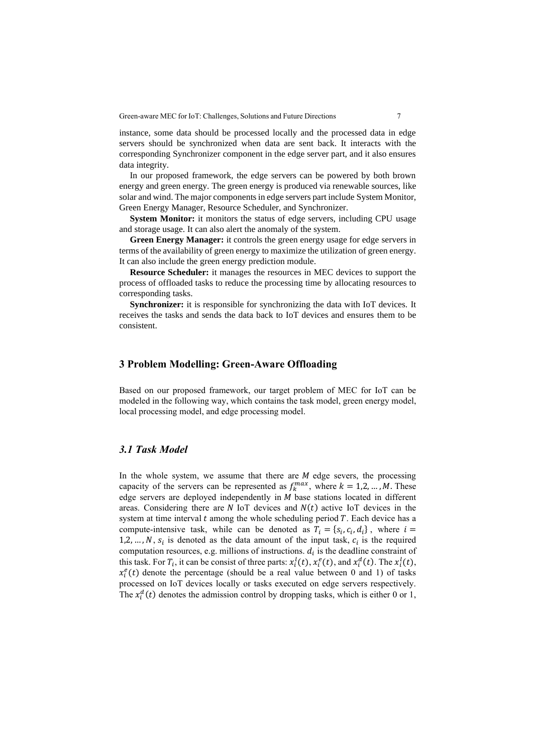instance, some data should be processed locally and the processed data in edge servers should be synchronized when data are sent back. It interacts with the corresponding Synchronizer component in the edge server part, and it also ensures data integrity.

In our proposed framework, the edge servers can be powered by both brown energy and green energy. The green energy is produced via renewable sources, like solar and wind. The major components in edge servers part include System Monitor, Green Energy Manager, Resource Scheduler, and Synchronizer.

**System Monitor:** it monitors the status of edge servers, including CPU usage and storage usage. It can also alert the anomaly of the system.

**Green Energy Manager:** it controls the green energy usage for edge servers in terms of the availability of green energy to maximize the utilization of green energy. It can also include the green energy prediction module.

**Resource Scheduler:** it manages the resources in MEC devices to support the process of offloaded tasks to reduce the processing time by allocating resources to corresponding tasks.

**Synchronizer:** it is responsible for synchronizing the data with IoT devices. It receives the tasks and sends the data back to IoT devices and ensures them to be consistent.

## 3 Problem Modelling: Green-Aware Offloading

Based on our proposed framework, our target problem of MEC for IoT can be modeled in the following way, which contains the task model, green energy model, local processing model, and edge processing model.

### *3.1 Task Model*

In the whole system, we assume that there are $M$ edge severs, the processing capacity of the servers can be represented as $f_k^{max}$, where $k = 1,2, \ldots, M$. These edge servers are deployed independently in $M$ base stations located in different areas. Considering there are $N$ IoT devices and $N(t)$ active IoT devices in the system at time interval $t$ among the whole scheduling period $T$. Each device has a compute-intensive task, while can be denoted as $T_i = \{s_i, c_i, d_i\}$, where $i = 1,2, \ldots, N$, $s_i$ is denoted as the data amount of the input task, $c_i$ is the required computation resources, e.g. millions of instructions. $d_i$ is the deadline constraint of this task. For $T_i$, it can be consist of three parts: $x_i^l(t)$, $x_i^e(t)$, and $x_i^d(t)$. The $x_i^l(t)$, $x_i^e(t)$ denote the percentage (should be a real value between 0 and 1) of tasks processed on IoT devices locally or tasks executed on edge servers respectively. The $x_i^d(t)$ denotes the admission control by dropping tasks, which is either 0 or 1,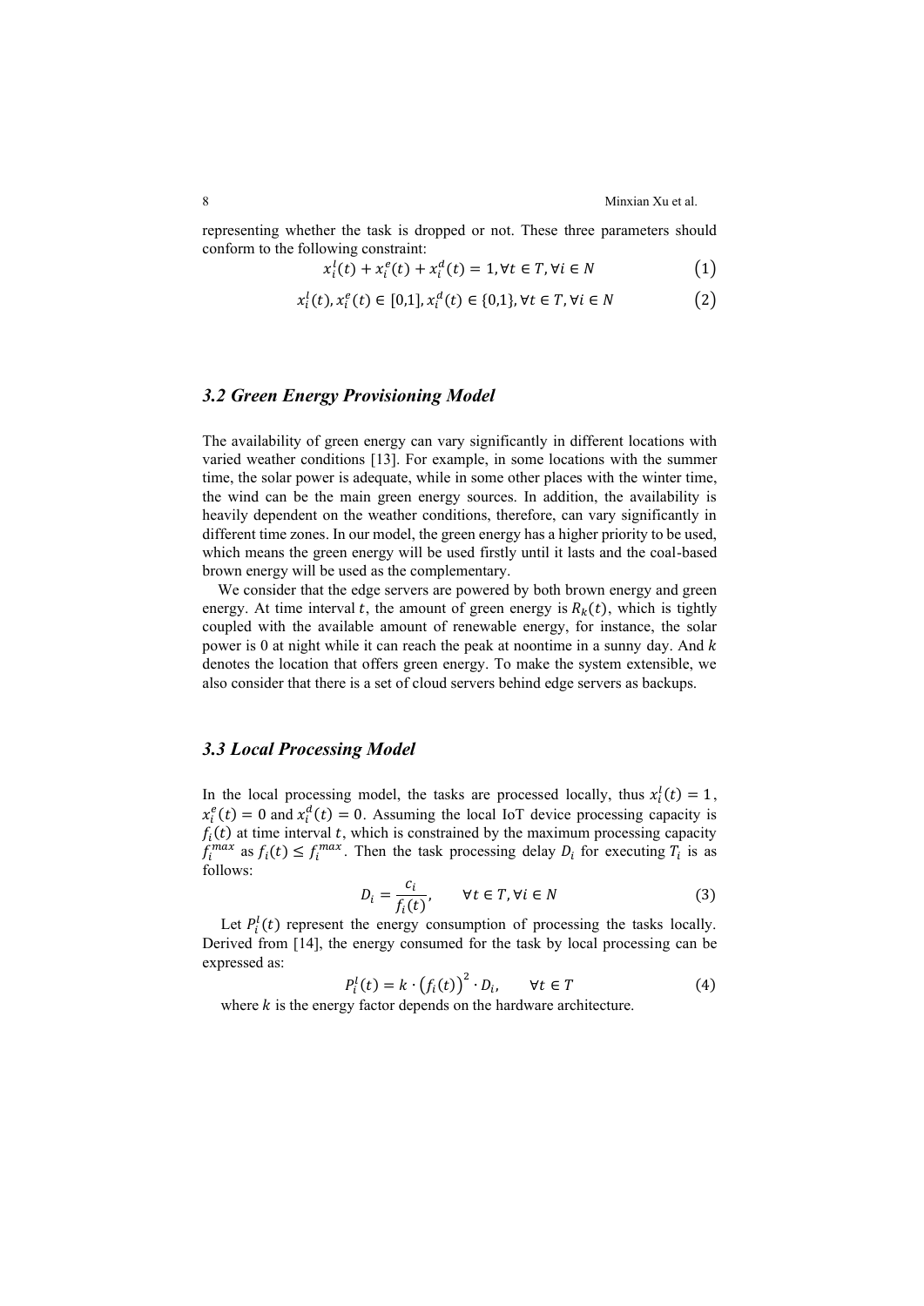representing whether the task is dropped or not. These three parameters should conform to the following constraint:

$$x_i^l(t) + x_i^e(t) + x_i^d(t) = 1, \forall t \in T, \forall i \in N \tag{1}$$

$$x_i^l(t), x_i^e(t) \in [0,1], x_i^d(t) \in \{0,1\}, \forall t \in T, \forall i \in N \tag{2}$$

### *3.2 Green Energy Provisioning Model*

The availability of green energy can vary significantly in different locations with varied weather conditions [13]. For example, in some locations with the summer time, the solar power is adequate, while in some other places with the winter time, the wind can be the main green energy sources. In addition, the availability is heavily dependent on the weather conditions, therefore, can vary significantly in different time zones. In our model, the green energy has a higher priority to be used, which means the green energy will be used firstly until it lasts and the coal-based brown energy will be used as the complementary.

We consider that the edge servers are powered by both brown energy and green energy. At time interval $t$, the amount of green energy is $R_k(t)$, which is tightly coupled with the available amount of renewable energy, for instance, the solar power is 0 at night while it can reach the peak at noontime in a sunny day. And $k$ denotes the location that offers green energy. To make the system extensible, we also consider that there is a set of cloud servers behind edge servers as backups.

### *3.3 Local Processing Model*

In the local processing model, the tasks are processed locally, thus $x_i^l(t) = 1$, $x_i^e(t) = 0$ and $x_i^d(t) = 0$. Assuming the local IoT device processing capacity is $f_i(t)$ at time interval $t$, which is constrained by the maximum processing capacity $f_i^{max}$ as $f_i(t) \leq f_i^{max}$. Then the task processing delay $D_i$ for executing $T_i$ is as follows:

$$D_i = \frac{c_i}{f_i(t)}, \qquad \forall t \in T, \forall i \in N \tag{3}$$

Let $P_i^l(t)$ represent the energy consumption of processing the tasks locally. Derived from [14], the energy consumed for the task by local processing can be expressed as:

$$P_i^l(t) = k \cdot \left(f_i(t)\right)^2 \cdot D_i, \qquad \forall t \in T \tag{4}$$

where $k$ is the energy factor depends on the hardware architecture.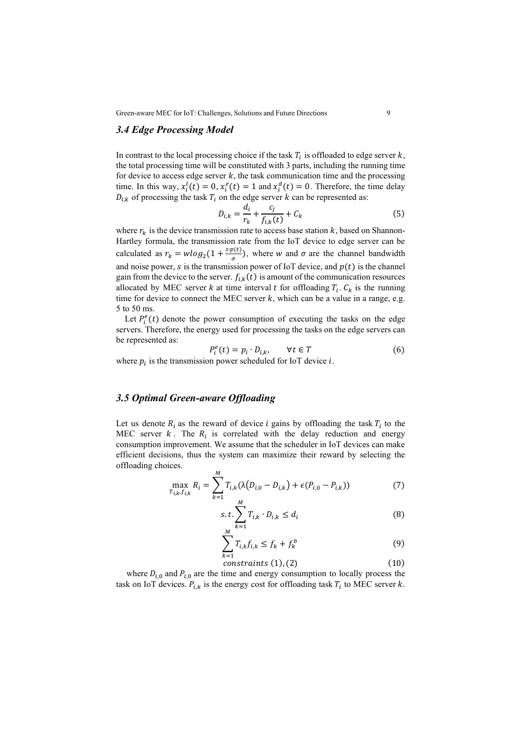### 3.4 Edge Processing Model

In contrast to the local processing choice if the task $T_i$ is offloaded to edge server $k$, the total processing time will be constituted with 3 parts, including the running time for device to access edge server $k$, the task communication time and the processing time. In this way, $x_i^l(t) = 0, x_i^e(t) = 1$ and $x_i^d(t) = 0$. Therefore, the time delay $D_{i,k}$ of processing the task $T_i$ on the edge server $k$ can be represented as:

$$D_{i,k} = \frac{d_i}{r_k} + \frac{c_j}{f_{i,k}(t)} + C_k \tag{5}$$

where $r_k$ is the device transmission rate to access base station $k$, based on Shannon-Hartley formula, the transmission rate from the IoT device to edge server can be calculated as $r_k = wlog_2(1 + \frac{s \cdot p(t)}{\sigma})$, where $w$ and $\sigma$ are the channel bandwidth and noise power, $s$ is the transmission power of IoT device, and $p(t)$ is the channel gain from the device to the server. $f_{i,k}(t)$ is amount of the communication resources allocated by MEC server $k$ at time interval $t$ for offloading $T_i$. $C_k$ is the running time for device to connect the MEC server $k$, which can be a value in a range, e.g. 5 to 50 ms.

Let $P_i^e(t)$ denote the power consumption of executing the tasks on the edge servers. Therefore, the energy used for processing the tasks on the edge servers can be represented as:

$$P_i^e(t) = p_i \cdot D_{i,k}, \qquad \forall t \in T \tag{6}$$

where $p_i$ is the transmission power scheduled for IoT device $i$.

### 3.5 Optimal Green-aware Offloading

Let us denote $R_i$ as the reward of device $i$ gains by offloading the task $T_i$ to the MEC server $k$. The $R_i$ is correlated with the delay reduction and energy consumption improvement. We assume that the scheduler in IoT devices can make efficient decisions, thus the system can maximize their reward by selecting the offloading choices.

$$\max_{T_{i,k}, f_{i,k}} R_i = \sum_{k=1}^{M} T_{i,k}(\lambda(D_{i,0} - D_{i,k}) + \epsilon(P_{i,0} - P_{i,k})) \tag{7}$$

$$s.t. \sum_{k=1}^{M} T_{i,k} \cdot D_{i,k} \le d_i \tag{8}$$

$$\sum_{k=1}^{M} T_{i,k} f_{i,k} \le f_k + f_k^b \tag{9}$$

$$constraints\ (1), (2) \tag{10}$$

where $D_{i,0}$ and $P_{i,0}$ are the time and energy consumption to locally process the task on IoT devices. $P_{i,k}$ is the energy cost for offloading task $T_i$ to MEC server $k$.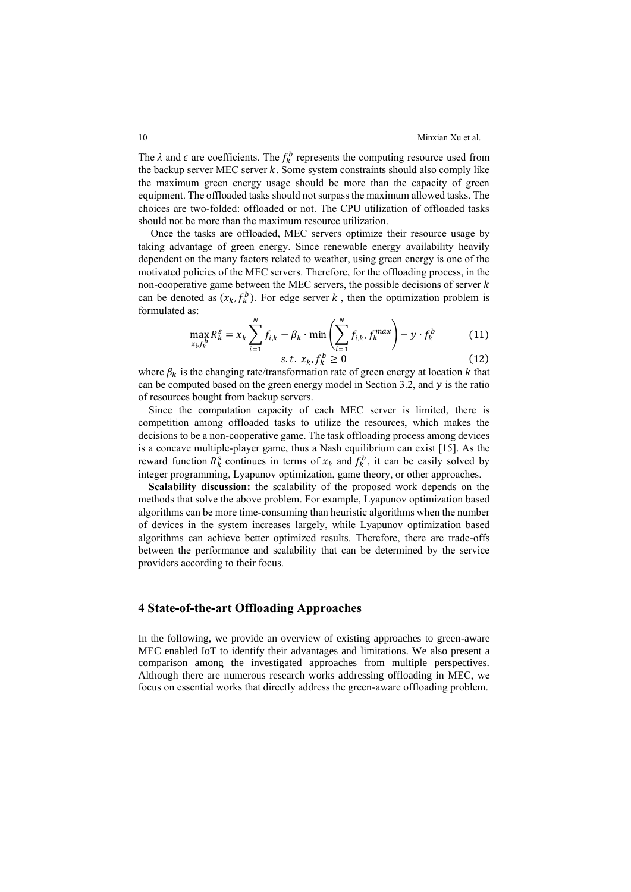The $\lambda$ and $\epsilon$ are coefficients. The $f_k^b$ represents the computing resource used from the backup server MEC server $k$. Some system constraints should also comply like the maximum green energy usage should be more than the capacity of green equipment. The offloaded tasks should not surpass the maximum allowed tasks. The choices are two-folded: offloaded or not. The CPU utilization of offloaded tasks should not be more than the maximum resource utilization.

Once the tasks are offloaded, MEC servers optimize their resource usage by taking advantage of green energy. Since renewable energy availability heavily dependent on the many factors related to weather, using green energy is one of the motivated policies of the MEC servers. Therefore, for the offloading process, in the non-cooperative game between the MEC servers, the possible decisions of server $k$ can be denoted as $(x_k, f_k^b)$. For edge server $k$ , then the optimization problem is formulated as:

$$\max_{x_i, f_k^b} R_k^s = x_k \sum_{i=1}^{N} f_{i,k} - \beta_k \cdot \min\left(\sum_{i=1}^{N} f_{i,k}, f_k^{max}\right) - y \cdot f_k^b \tag{11}$$

$$s.t.\ x_k, f_k^b \geq 0 \tag{12}$$

where $\beta_k$ is the changing rate/transformation rate of green energy at location $k$ that can be computed based on the green energy model in Section 3.2, and $y$ is the ratio of resources bought from backup servers.

Since the computation capacity of each MEC server is limited, there is competition among offloaded tasks to utilize the resources, which makes the decisions to be a non-cooperative game. The task offloading process among devices is a concave multiple-player game, thus a Nash equilibrium can exist [15]. As the reward function $R_k^s$ continues in terms of $x_k$ and $f_k^b$, it can be easily solved by integer programming, Lyapunov optimization, game theory, or other approaches.

**Scalability discussion:** the scalability of the proposed work depends on the methods that solve the above problem. For example, Lyapunov optimization based algorithms can be more time-consuming than heuristic algorithms when the number of devices in the system increases largely, while Lyapunov optimization based algorithms can achieve better optimized results. Therefore, there are trade-offs between the performance and scalability that can be determined by the service providers according to their focus.

## 4 State-of-the-art Offloading Approaches

In the following, we provide an overview of existing approaches to green-aware MEC enabled IoT to identify their advantages and limitations. We also present a comparison among the investigated approaches from multiple perspectives. Although there are numerous research works addressing offloading in MEC, we focus on essential works that directly address the green-aware offloading problem.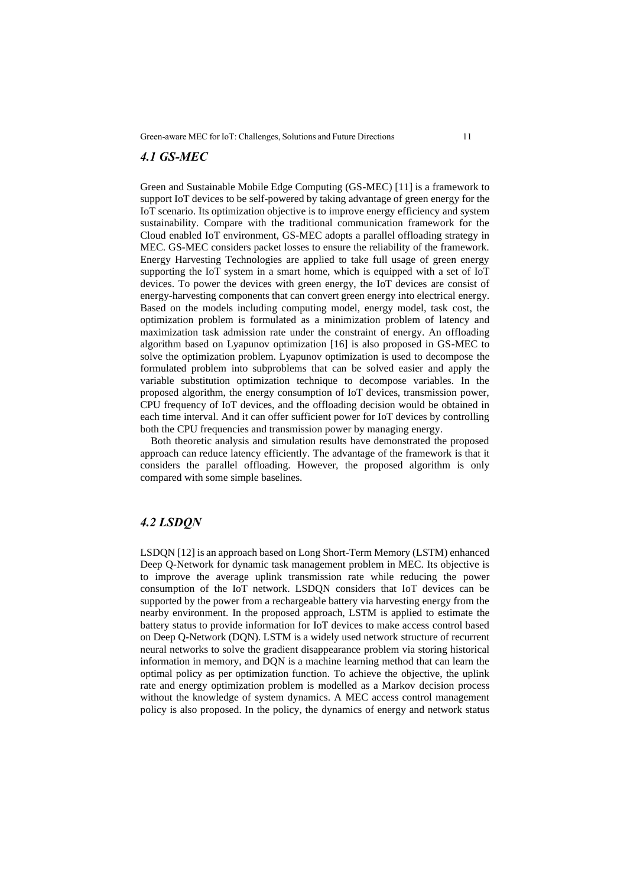### *4.1 GS-MEC*

Green and Sustainable Mobile Edge Computing (GS-MEC) [11] is a framework to support IoT devices to be self-powered by taking advantage of green energy for the IoT scenario. Its optimization objective is to improve energy efficiency and system sustainability. Compare with the traditional communication framework for the Cloud enabled IoT environment, GS-MEC adopts a parallel offloading strategy in MEC. GS-MEC considers packet losses to ensure the reliability of the framework. Energy Harvesting Technologies are applied to take full usage of green energy supporting the IoT system in a smart home, which is equipped with a set of IoT devices. To power the devices with green energy, the IoT devices are consist of energy-harvesting components that can convert green energy into electrical energy. Based on the models including computing model, energy model, task cost, the optimization problem is formulated as a minimization problem of latency and maximization task admission rate under the constraint of energy. An offloading algorithm based on Lyapunov optimization [16] is also proposed in GS-MEC to solve the optimization problem. Lyapunov optimization is used to decompose the formulated problem into subproblems that can be solved easier and apply the variable substitution optimization technique to decompose variables. In the proposed algorithm, the energy consumption of IoT devices, transmission power, CPU frequency of IoT devices, and the offloading decision would be obtained in each time interval. And it can offer sufficient power for IoT devices by controlling both the CPU frequencies and transmission power by managing energy.

Both theoretic analysis and simulation results have demonstrated the proposed approach can reduce latency efficiently. The advantage of the framework is that it considers the parallel offloading. However, the proposed algorithm is only compared with some simple baselines.

### *4.2 LSDQN*

LSDQN [12] is an approach based on Long Short-Term Memory (LSTM) enhanced Deep Q-Network for dynamic task management problem in MEC. Its objective is to improve the average uplink transmission rate while reducing the power consumption of the IoT network. LSDQN considers that IoT devices can be supported by the power from a rechargeable battery via harvesting energy from the nearby environment. In the proposed approach, LSTM is applied to estimate the battery status to provide information for IoT devices to make access control based on Deep Q-Network (DQN). LSTM is a widely used network structure of recurrent neural networks to solve the gradient disappearance problem via storing historical information in memory, and DQN is a machine learning method that can learn the optimal policy as per optimization function. To achieve the objective, the uplink rate and energy optimization problem is modelled as a Markov decision process without the knowledge of system dynamics. A MEC access control management policy is also proposed. In the policy, the dynamics of energy and network status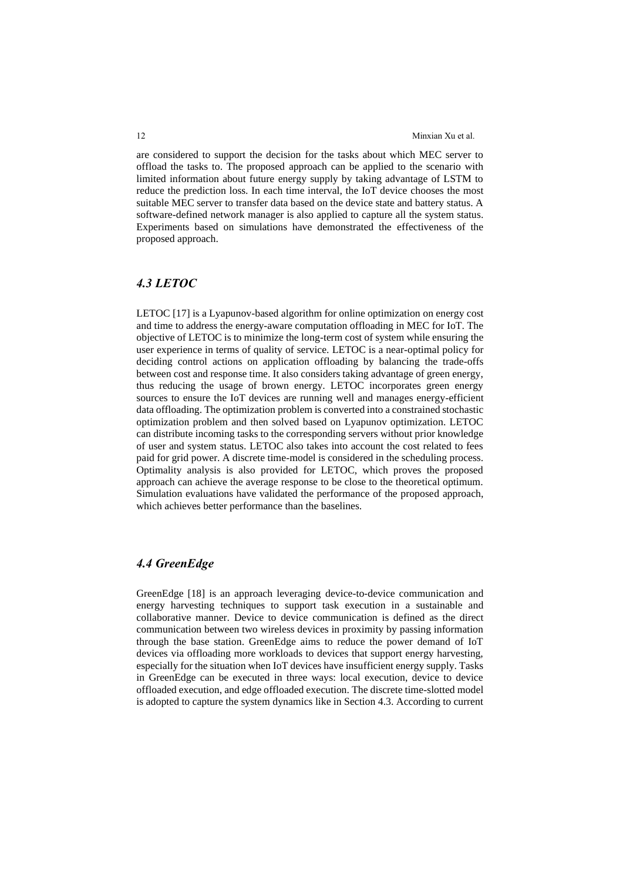are considered to support the decision for the tasks about which MEC server to offload the tasks to. The proposed approach can be applied to the scenario with limited information about future energy supply by taking advantage of LSTM to reduce the prediction loss. In each time interval, the IoT device chooses the most suitable MEC server to transfer data based on the device state and battery status. A software-defined network manager is also applied to capture all the system status. Experiments based on simulations have demonstrated the effectiveness of the proposed approach.

### *4.3 LETOC*

LETOC [17] is a Lyapunov-based algorithm for online optimization on energy cost and time to address the energy-aware computation offloading in MEC for IoT. The objective of LETOC is to minimize the long-term cost of system while ensuring the user experience in terms of quality of service. LETOC is a near-optimal policy for deciding control actions on application offloading by balancing the trade-offs between cost and response time. It also considers taking advantage of green energy, thus reducing the usage of brown energy. LETOC incorporates green energy sources to ensure the IoT devices are running well and manages energy-efficient data offloading. The optimization problem is converted into a constrained stochastic optimization problem and then solved based on Lyapunov optimization. LETOC can distribute incoming tasks to the corresponding servers without prior knowledge of user and system status. LETOC also takes into account the cost related to fees paid for grid power. A discrete time-model is considered in the scheduling process. Optimality analysis is also provided for LETOC, which proves the proposed approach can achieve the average response to be close to the theoretical optimum. Simulation evaluations have validated the performance of the proposed approach, which achieves better performance than the baselines.

### *4.4 GreenEdge*

GreenEdge [18] is an approach leveraging device-to-device communication and energy harvesting techniques to support task execution in a sustainable and collaborative manner. Device to device communication is defined as the direct communication between two wireless devices in proximity by passing information through the base station. GreenEdge aims to reduce the power demand of IoT devices via offloading more workloads to devices that support energy harvesting, especially for the situation when IoT devices have insufficient energy supply. Tasks in GreenEdge can be executed in three ways: local execution, device to device offloaded execution, and edge offloaded execution. The discrete time-slotted model is adopted to capture the system dynamics like in Section 4.3. According to current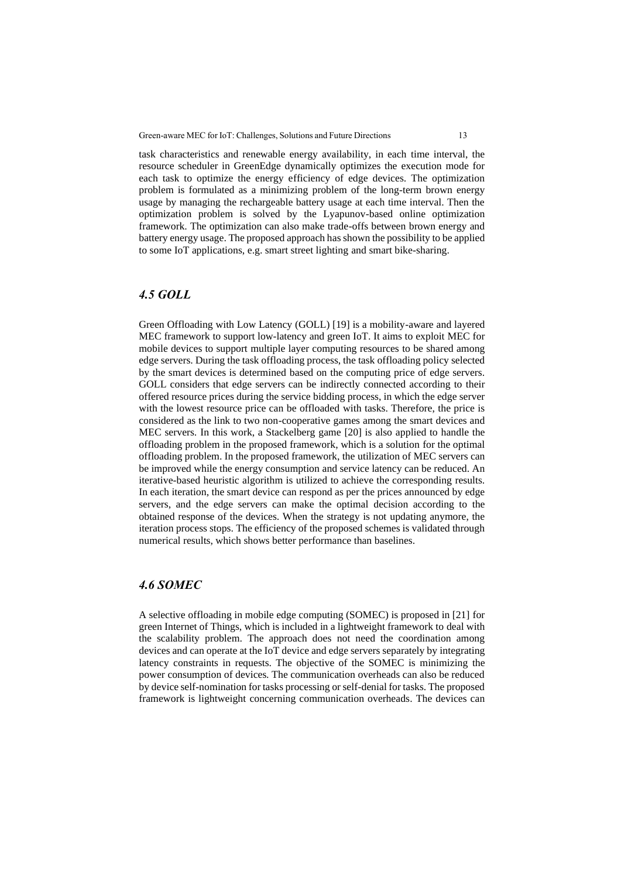task characteristics and renewable energy availability, in each time interval, the resource scheduler in GreenEdge dynamically optimizes the execution mode for each task to optimize the energy efficiency of edge devices. The optimization problem is formulated as a minimizing problem of the long-term brown energy usage by managing the rechargeable battery usage at each time interval. Then the optimization problem is solved by the Lyapunov-based online optimization framework. The optimization can also make trade-offs between brown energy and battery energy usage. The proposed approach has shown the possibility to be applied to some IoT applications, e.g. smart street lighting and smart bike-sharing.

### *4.5 GOLL*

Green Offloading with Low Latency (GOLL) [19] is a mobility-aware and layered MEC framework to support low-latency and green IoT. It aims to exploit MEC for mobile devices to support multiple layer computing resources to be shared among edge servers. During the task offloading process, the task offloading policy selected by the smart devices is determined based on the computing price of edge servers. GOLL considers that edge servers can be indirectly connected according to their offered resource prices during the service bidding process, in which the edge server with the lowest resource price can be offloaded with tasks. Therefore, the price is considered as the link to two non-cooperative games among the smart devices and MEC servers. In this work, a Stackelberg game [20] is also applied to handle the offloading problem in the proposed framework, which is a solution for the optimal offloading problem. In the proposed framework, the utilization of MEC servers can be improved while the energy consumption and service latency can be reduced. An iterative-based heuristic algorithm is utilized to achieve the corresponding results. In each iteration, the smart device can respond as per the prices announced by edge servers, and the edge servers can make the optimal decision according to the obtained response of the devices. When the strategy is not updating anymore, the iteration process stops. The efficiency of the proposed schemes is validated through numerical results, which shows better performance than baselines.

### *4.6 SOMEC*

A selective offloading in mobile edge computing (SOMEC) is proposed in [21] for green Internet of Things, which is included in a lightweight framework to deal with the scalability problem. The approach does not need the coordination among devices and can operate at the IoT device and edge servers separately by integrating latency constraints in requests. The objective of the SOMEC is minimizing the power consumption of devices. The communication overheads can also be reduced by device self-nomination for tasks processing or self-denial for tasks. The proposed framework is lightweight concerning communication overheads. The devices can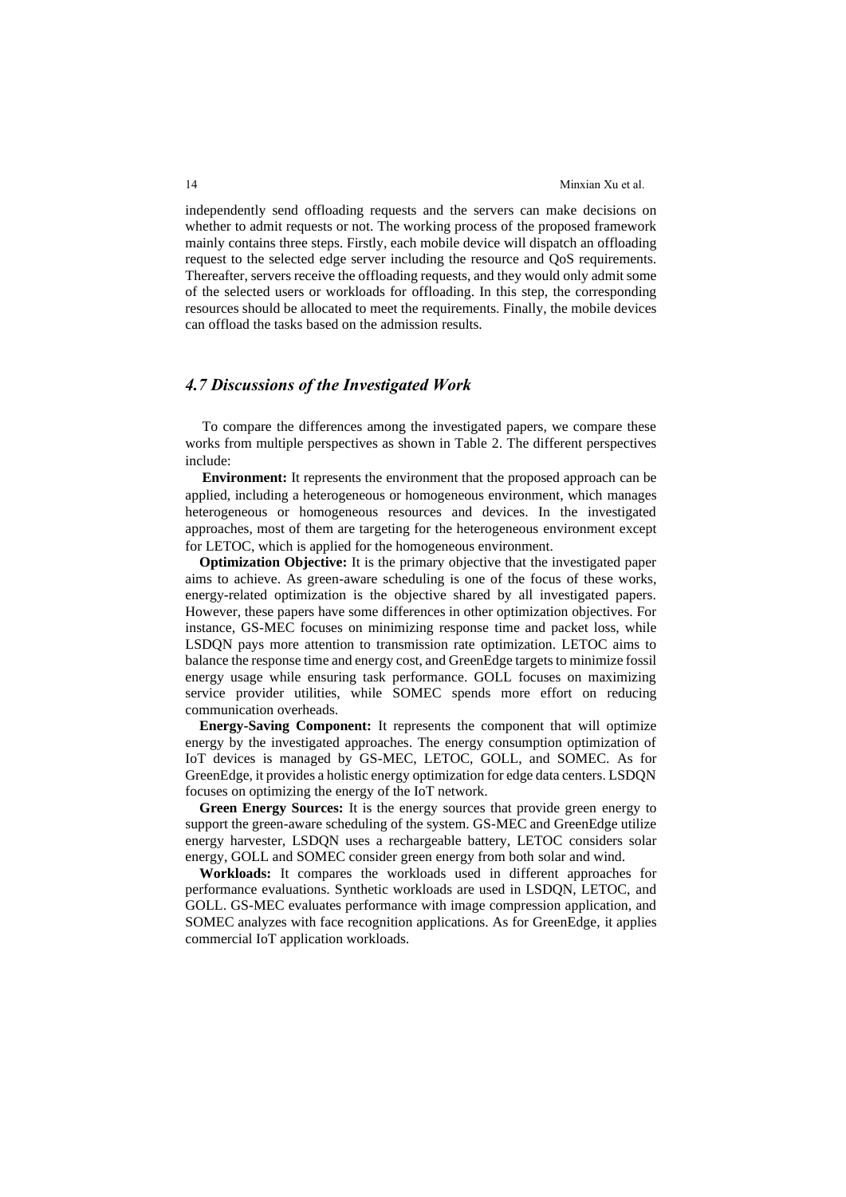independently send offloading requests and the servers can make decisions on whether to admit requests or not. The working process of the proposed framework mainly contains three steps. Firstly, each mobile device will dispatch an offloading request to the selected edge server including the resource and QoS requirements. Thereafter, servers receive the offloading requests, and they would only admit some of the selected users or workloads for offloading. In this step, the corresponding resources should be allocated to meet the requirements. Finally, the mobile devices can offload the tasks based on the admission results.

### *4.7 Discussions of the Investigated Work*

To compare the differences among the investigated papers, we compare these works from multiple perspectives as shown in Table 2. The different perspectives include:

**Environment:** It represents the environment that the proposed approach can be applied, including a heterogeneous or homogeneous environment, which manages heterogeneous or homogeneous resources and devices. In the investigated approaches, most of them are targeting for the heterogeneous environment except for LETOC, which is applied for the homogeneous environment.

**Optimization Objective:** It is the primary objective that the investigated paper aims to achieve. As green-aware scheduling is one of the focus of these works, energy-related optimization is the objective shared by all investigated papers. However, these papers have some differences in other optimization objectives. For instance, GS-MEC focuses on minimizing response time and packet loss, while LSDQN pays more attention to transmission rate optimization. LETOC aims to balance the response time and energy cost, and GreenEdge targets to minimize fossil energy usage while ensuring task performance. GOLL focuses on maximizing service provider utilities, while SOMEC spends more effort on reducing communication overheads.

**Energy-Saving Component:** It represents the component that will optimize energy by the investigated approaches. The energy consumption optimization of IoT devices is managed by GS-MEC, LETOC, GOLL, and SOMEC. As for GreenEdge, it provides a holistic energy optimization for edge data centers. LSDQN focuses on optimizing the energy of the IoT network.

**Green Energy Sources:** It is the energy sources that provide green energy to support the green-aware scheduling of the system. GS-MEC and GreenEdge utilize energy harvester, LSDQN uses a rechargeable battery, LETOC considers solar energy, GOLL and SOMEC consider green energy from both solar and wind.

**Workloads:** It compares the workloads used in different approaches for performance evaluations. Synthetic workloads are used in LSDQN, LETOC, and GOLL. GS-MEC evaluates performance with image compression application, and SOMEC analyzes with face recognition applications. As for GreenEdge, it applies commercial IoT application workloads.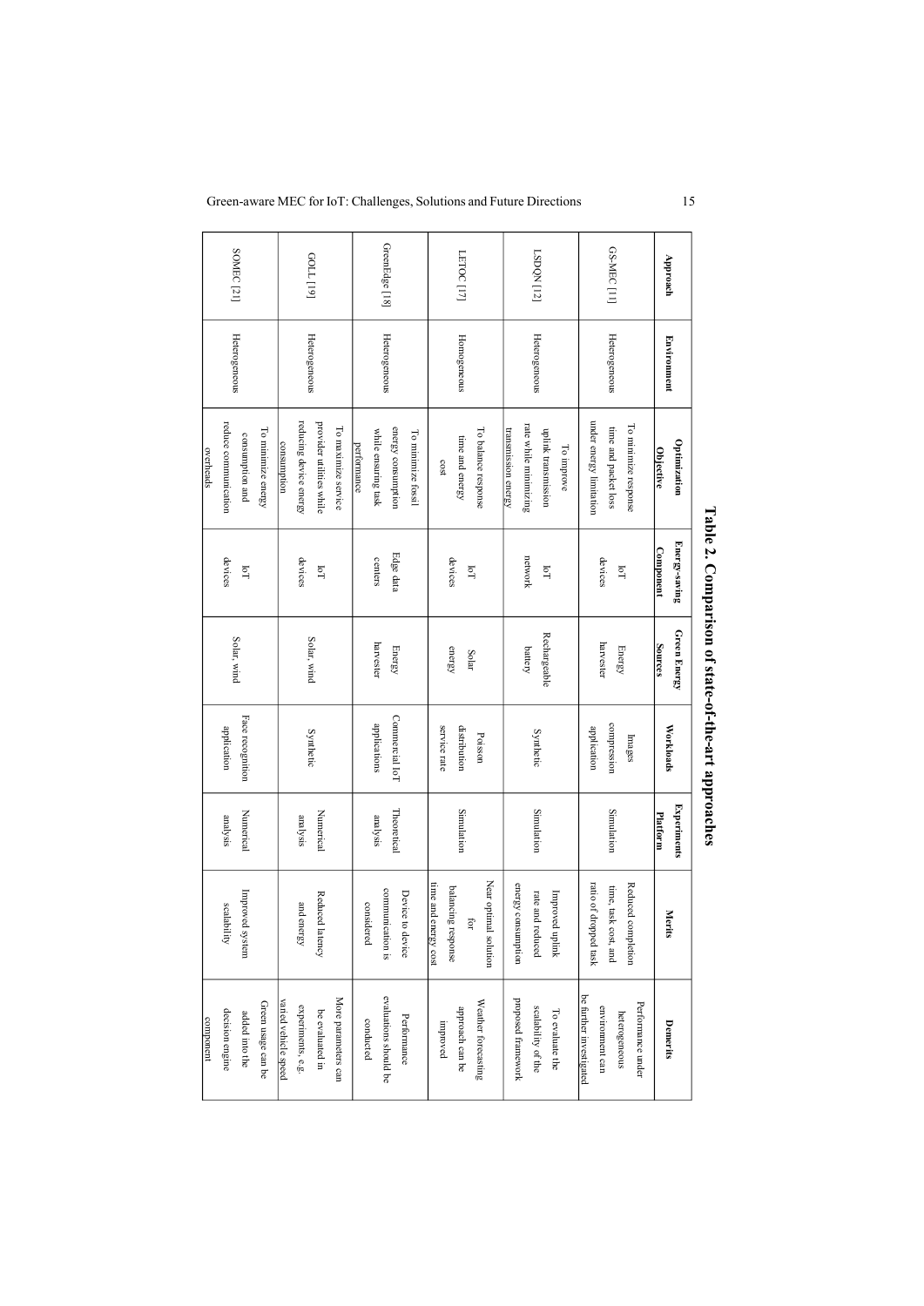**Table 2. Comparison of state-of-the-art approaches**

| Approach | Environment | Optimization Objective | Energy-saving Component | Green Energy Sources | Workloads | Experiments Platform | Merits | Demerits |
|---|---|---|---|---|---|---|---|---|
| GS-MEC [11] | Heterogeneous | To minimize response time and packet loss under energy limitation | IoT devices | Energy harvester | Images compression application | Simulation | Reduced completion time, task cost, and ratio of dropped task | Performance under heterogeneous environment can be further investigated |
| LSDQN [12] | Heterogeneous | To improve uplink transmission rate while minimizing transmission energy | IoT network | Rechargeable battery | Synthetic | Simulation | Improved uplink rate and reduced energy consumption | To evaluate the scalability of the proposed framework |
| LETOC [17] | Homogeneous | To balance response time and energy cost | IoT devices | Solar energy | Poisson distribution service rate | Simulation | Near optimal solution for balancing response time and energy cost | Weather forecasting approach can be improved |
| GreenEdge [18] | Heterogeneous | To minimize fossil energy consumption while ensuring task performance | Edge data centers | Energy harvester | Commercial IoT applications | Theoretical analysis | Device to device communication is considered | Performance evaluations should be conducted |
| GOLL [19] | Heterogeneous | To maximize service provider utilities while reducing device energy consumption | IoT devices | Solar, wind | Synthetic | Numerical analysis | Reduced latency and energy | More parameters can be evaluated in experiments, e.g. varied vehicle speed |
| SOMEC [21] | Heterogeneous | To minimize energy consumption and reduce communication overheads | IoT devices | Solar, wind | Face recognition application | Numerical analysis | Improved system scalability | Green usage can be added into the decision engine component |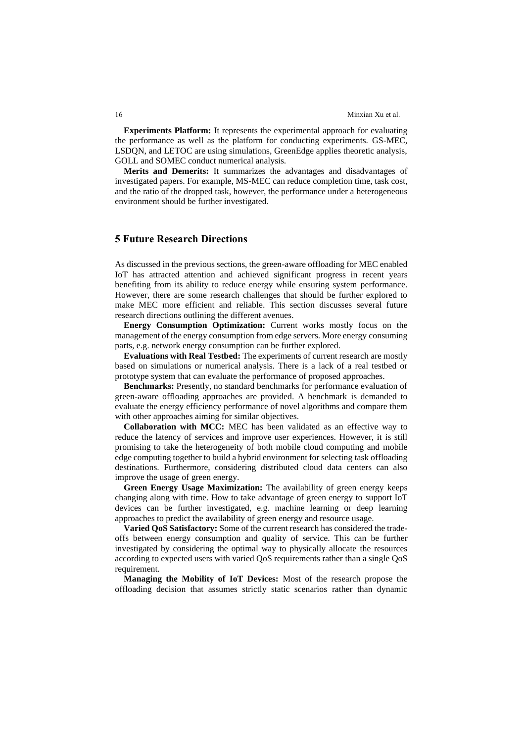**Experiments Platform:** It represents the experimental approach for evaluating the performance as well as the platform for conducting experiments. GS-MEC, LSDQN, and LETOC are using simulations, GreenEdge applies theoretic analysis, GOLL and SOMEC conduct numerical analysis.

**Merits and Demerits:** It summarizes the advantages and disadvantages of investigated papers. For example, MS-MEC can reduce completion time, task cost, and the ratio of the dropped task, however, the performance under a heterogeneous environment should be further investigated.

## 5 Future Research Directions

As discussed in the previous sections, the green-aware offloading for MEC enabled IoT has attracted attention and achieved significant progress in recent years benefiting from its ability to reduce energy while ensuring system performance. However, there are some research challenges that should be further explored to make MEC more efficient and reliable. This section discusses several future research directions outlining the different avenues.

**Energy Consumption Optimization:** Current works mostly focus on the management of the energy consumption from edge servers. More energy consuming parts, e.g. network energy consumption can be further explored.

**Evaluations with Real Testbed:** The experiments of current research are mostly based on simulations or numerical analysis. There is a lack of a real testbed or prototype system that can evaluate the performance of proposed approaches.

**Benchmarks:** Presently, no standard benchmarks for performance evaluation of green-aware offloading approaches are provided. A benchmark is demanded to evaluate the energy efficiency performance of novel algorithms and compare them with other approaches aiming for similar objectives.

**Collaboration with MCC:** MEC has been validated as an effective way to reduce the latency of services and improve user experiences. However, it is still promising to take the heterogeneity of both mobile cloud computing and mobile edge computing together to build a hybrid environment for selecting task offloading destinations. Furthermore, considering distributed cloud data centers can also improve the usage of green energy.

**Green Energy Usage Maximization:** The availability of green energy keeps changing along with time. How to take advantage of green energy to support IoT devices can be further investigated, e.g. machine learning or deep learning approaches to predict the availability of green energy and resource usage.

**Varied QoS Satisfactory:** Some of the current research has considered the trade-offs between energy consumption and quality of service. This can be further investigated by considering the optimal way to physically allocate the resources according to expected users with varied QoS requirements rather than a single QoS requirement.

**Managing the Mobility of IoT Devices:** Most of the research propose the offloading decision that assumes strictly static scenarios rather than dynamic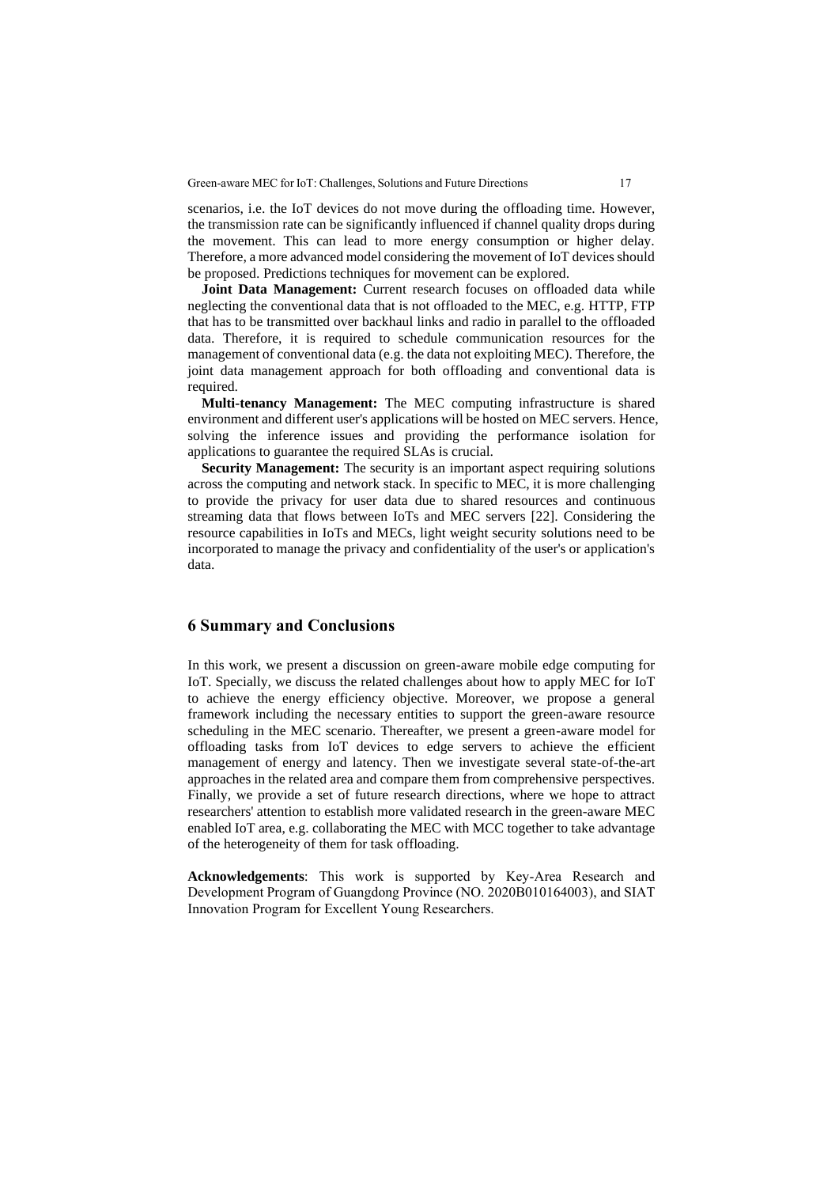scenarios, i.e. the IoT devices do not move during the offloading time. However, the transmission rate can be significantly influenced if channel quality drops during the movement. This can lead to more energy consumption or higher delay. Therefore, a more advanced model considering the movement of IoT devices should be proposed. Predictions techniques for movement can be explored.

**Joint Data Management:** Current research focuses on offloaded data while neglecting the conventional data that is not offloaded to the MEC, e.g. HTTP, FTP that has to be transmitted over backhaul links and radio in parallel to the offloaded data. Therefore, it is required to schedule communication resources for the management of conventional data (e.g. the data not exploiting MEC). Therefore, the joint data management approach for both offloading and conventional data is required.

**Multi-tenancy Management:** The MEC computing infrastructure is shared environment and different user's applications will be hosted on MEC servers. Hence, solving the inference issues and providing the performance isolation for applications to guarantee the required SLAs is crucial.

**Security Management:** The security is an important aspect requiring solutions across the computing and network stack. In specific to MEC, it is more challenging to provide the privacy for user data due to shared resources and continuous streaming data that flows between IoTs and MEC servers [22]. Considering the resource capabilities in IoTs and MECs, light weight security solutions need to be incorporated to manage the privacy and confidentiality of the user's or application's data.

## 6 Summary and Conclusions

In this work, we present a discussion on green-aware mobile edge computing for IoT. Specially, we discuss the related challenges about how to apply MEC for IoT to achieve the energy efficiency objective. Moreover, we propose a general framework including the necessary entities to support the green-aware resource scheduling in the MEC scenario. Thereafter, we present a green-aware model for offloading tasks from IoT devices to edge servers to achieve the efficient management of energy and latency. Then we investigate several state-of-the-art approaches in the related area and compare them from comprehensive perspectives. Finally, we provide a set of future research directions, where we hope to attract researchers' attention to establish more validated research in the green-aware MEC enabled IoT area, e.g. collaborating the MEC with MCC together to take advantage of the heterogeneity of them for task offloading.

**Acknowledgements**: This work is supported by Key-Area Research and Development Program of Guangdong Province (NO. 2020B010164003), and SIAT Innovation Program for Excellent Young Researchers.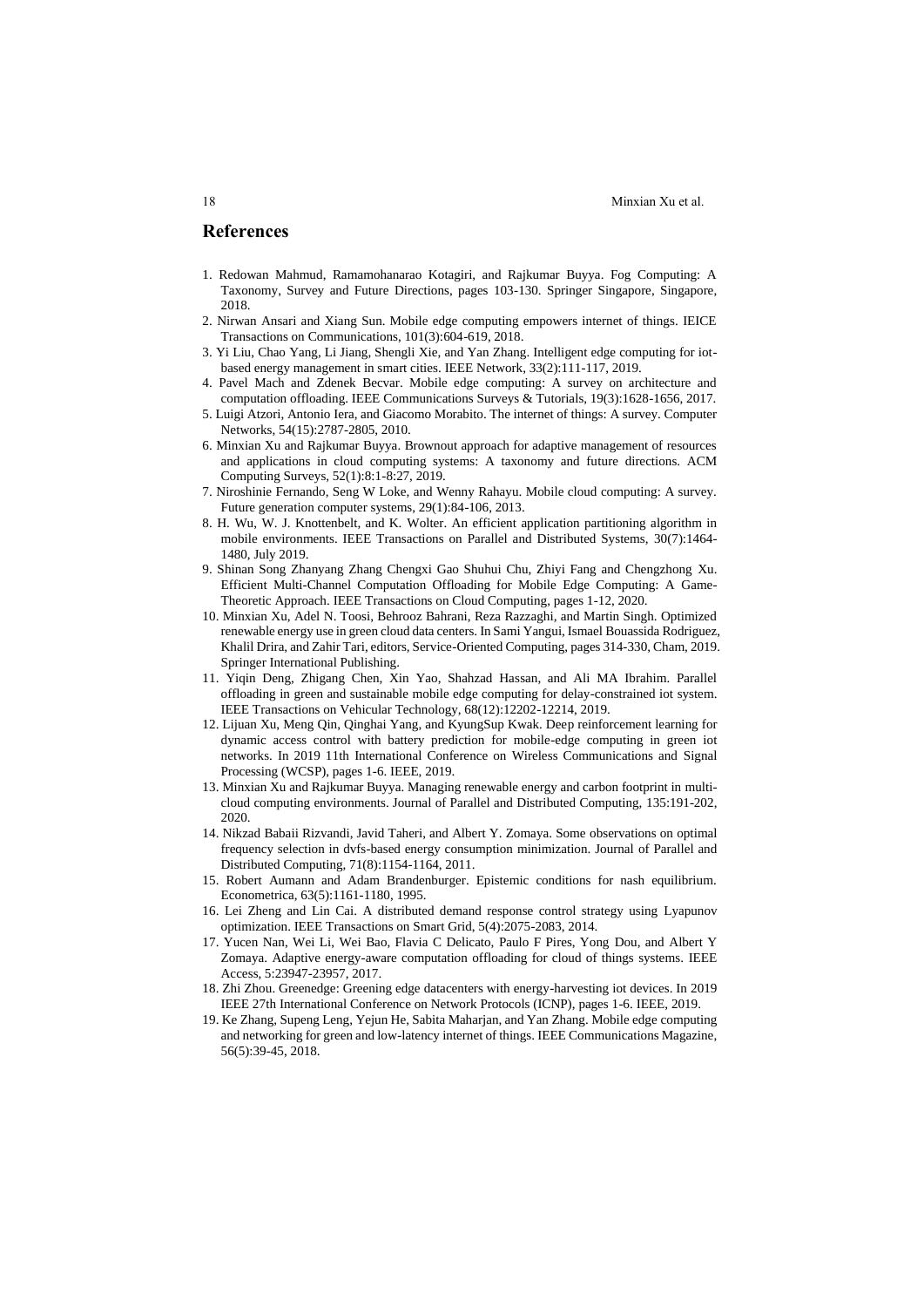## References

1. Redowan Mahmud, Ramamohanarao Kotagiri, and Rajkumar Buyya. Fog Computing: A Taxonomy, Survey and Future Directions, pages 103-130. Springer Singapore, Singapore, 2018.
2. Nirwan Ansari and Xiang Sun. Mobile edge computing empowers internet of things. IEICE Transactions on Communications, 101(3):604-619, 2018.
3. Yi Liu, Chao Yang, Li Jiang, Shengli Xie, and Yan Zhang. Intelligent edge computing for iot-based energy management in smart cities. IEEE Network, 33(2):111-117, 2019.
4. Pavel Mach and Zdenek Becvar. Mobile edge computing: A survey on architecture and computation offloading. IEEE Communications Surveys & Tutorials, 19(3):1628-1656, 2017.
5. Luigi Atzori, Antonio Iera, and Giacomo Morabito. The internet of things: A survey. Computer Networks, 54(15):2787-2805, 2010.
6. Minxian Xu and Rajkumar Buyya. Brownout approach for adaptive management of resources and applications in cloud computing systems: A taxonomy and future directions. ACM Computing Surveys, 52(1):8:1-8:27, 2019.
7. Niroshinie Fernando, Seng W Loke, and Wenny Rahayu. Mobile cloud computing: A survey. Future generation computer systems, 29(1):84-106, 2013.
8. H. Wu, W. J. Knottenbelt, and K. Wolter. An efficient application partitioning algorithm in mobile environments. IEEE Transactions on Parallel and Distributed Systems, 30(7):1464-1480, July 2019.
9. Shinan Song Zhanyang Zhang Chengxi Gao Shuhui Chu, Zhiyi Fang and Chengzhong Xu. Efficient Multi-Channel Computation Offloading for Mobile Edge Computing: A Game-Theoretic Approach. IEEE Transactions on Cloud Computing, pages 1-12, 2020.
10. Minxian Xu, Adel N. Toosi, Behrooz Bahrani, Reza Razzaghi, and Martin Singh. Optimized renewable energy use in green cloud data centers. In Sami Yangui, Ismael Bouassida Rodriguez, Khalil Drira, and Zahir Tari, editors, Service-Oriented Computing, pages 314-330, Cham, 2019. Springer International Publishing.
11. Yiqin Deng, Zhigang Chen, Xin Yao, Shahzad Hassan, and Ali MA Ibrahim. Parallel offloading in green and sustainable mobile edge computing for delay-constrained iot system. IEEE Transactions on Vehicular Technology, 68(12):12202-12214, 2019.
12. Lijuan Xu, Meng Qin, Qinghai Yang, and KyungSup Kwak. Deep reinforcement learning for dynamic access control with battery prediction for mobile-edge computing in green iot networks. In 2019 11th International Conference on Wireless Communications and Signal Processing (WCSP), pages 1-6. IEEE, 2019.
13. Minxian Xu and Rajkumar Buyya. Managing renewable energy and carbon footprint in multi-cloud computing environments. Journal of Parallel and Distributed Computing, 135:191-202, 2020.
14. Nikzad Babaii Rizvandi, Javid Taheri, and Albert Y. Zomaya. Some observations on optimal frequency selection in dvfs-based energy consumption minimization. Journal of Parallel and Distributed Computing, 71(8):1154-1164, 2011.
15. Robert Aumann and Adam Brandenburger. Epistemic conditions for nash equilibrium. Econometrica, 63(5):1161-1180, 1995.
16. Lei Zheng and Lin Cai. A distributed demand response control strategy using Lyapunov optimization. IEEE Transactions on Smart Grid, 5(4):2075-2083, 2014.
17. Yucen Nan, Wei Li, Wei Bao, Flavia C Delicato, Paulo F Pires, Yong Dou, and Albert Y Zomaya. Adaptive energy-aware computation offloading for cloud of things systems. IEEE Access, 5:23947-23957, 2017.
18. Zhi Zhou. Greenedge: Greening edge datacenters with energy-harvesting iot devices. In 2019 IEEE 27th International Conference on Network Protocols (ICNP), pages 1-6. IEEE, 2019.
19. Ke Zhang, Supeng Leng, Yejun He, Sabita Maharjan, and Yan Zhang. Mobile edge computing and networking for green and low-latency internet of things. IEEE Communications Magazine, 56(5):39-45, 2018.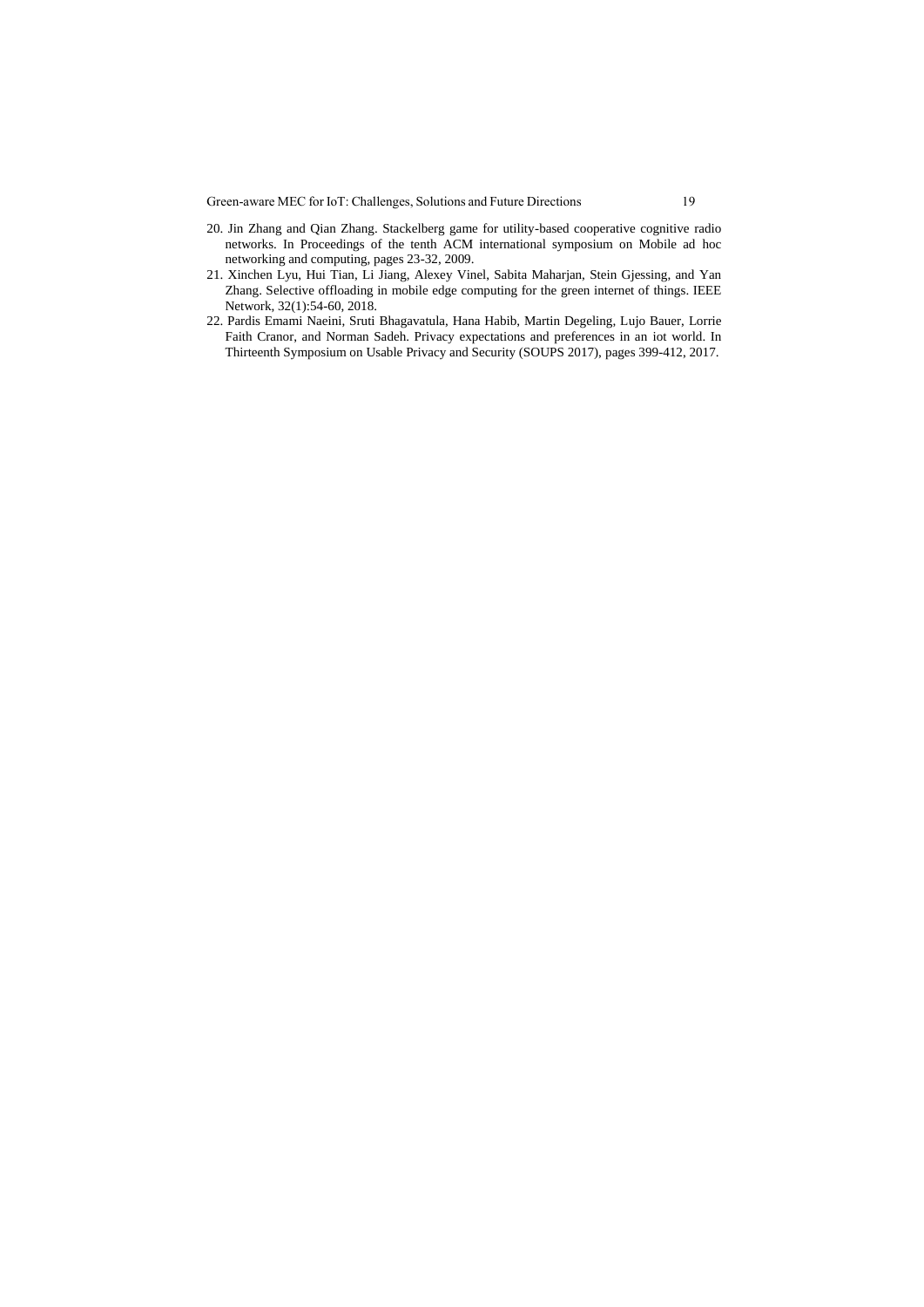20. Jin Zhang and Qian Zhang. Stackelberg game for utility-based cooperative cognitive radio networks. In Proceedings of the tenth ACM international symposium on Mobile ad hoc networking and computing, pages 23-32, 2009.
21. Xinchen Lyu, Hui Tian, Li Jiang, Alexey Vinel, Sabita Maharjan, Stein Gjessing, and Yan Zhang. Selective offloading in mobile edge computing for the green internet of things. IEEE Network, 32(1):54-60, 2018.
22. Pardis Emami Naeini, Sruti Bhagavatula, Hana Habib, Martin Degeling, Lujo Bauer, Lorrie Faith Cranor, and Norman Sadeh. Privacy expectations and preferences in an iot world. In Thirteenth Symposium on Usable Privacy and Security (SOUPS 2017), pages 399-412, 2017.